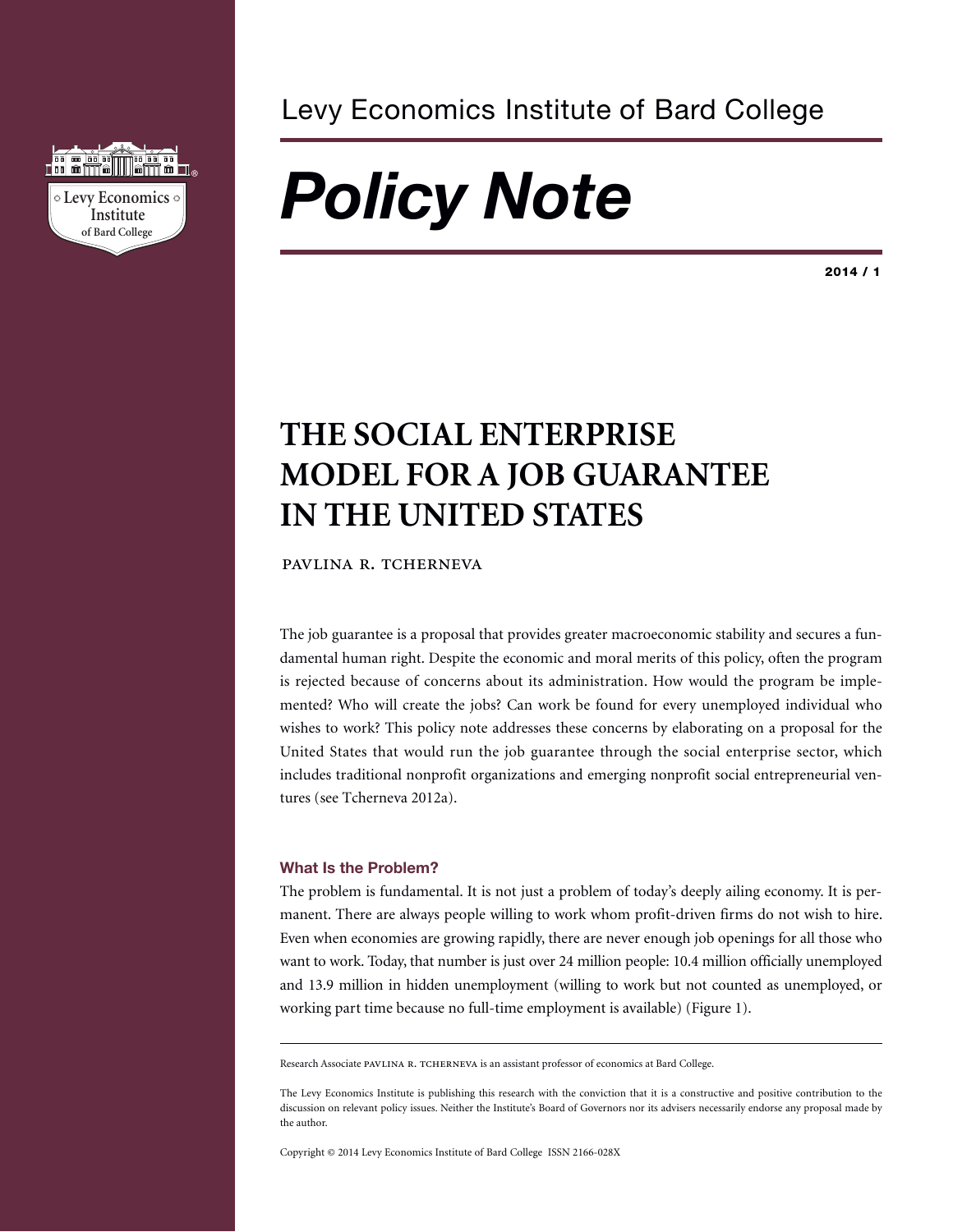Levy Economics Institute of Bard College

# *Policy Note*

**2014 / 1**

# THE SOCIAL ENTERPRISE MODEL FOR A JOB GUARANTEE IN THE UNITED STATES

PAVLINA R. TCHERNEVA

The job guarantee is a proposal that provides greater macroeconomic stability and secures a fundamental human right. Despite the economic and moral merits of this policy, often the program is rejected because of concerns about its administration. How would the program be implemented? Who will create the jobs? Can work be found for every unemployed individual who wishes to work? This policy note addresses these concerns by elaborating on a proposal for the United States that would run the job guarantee through the social enterprise sector, which includes traditional nonprofit organizations and emerging nonprofit social entrepreneurial ventures (see Tcherneva 2012a).

### What Is the Problem?

The problem is fundamental. It is not just a problem of today's deeply ailing economy. It is permanent. There are always people willing to work whom profit-driven firms do not wish to hire. Even when economies are growing rapidly, there are never enough job openings for all those who want to work. Today, that number is just over 24 million people: 10.4 million officially unemployed and 13.9 million in hidden unemployment (willing to work but not counted as unemployed, or working part time because no full-time employment is available) (Figure 1).

---

Research Associate PAVLINA R. TCHERNEVA is an assistant professor of economics at Bard College.

The Levy Economics Institute is publishing this research with the conviction that it is a constructive and positive contribution to the discussion on relevant policy issues. Neither the Institute's Board of Governors nor its advisers necessarily endorse any proposal made by the author.

Copyright © 2014 Levy Economics Institute of Bard College ISSN 2166-028X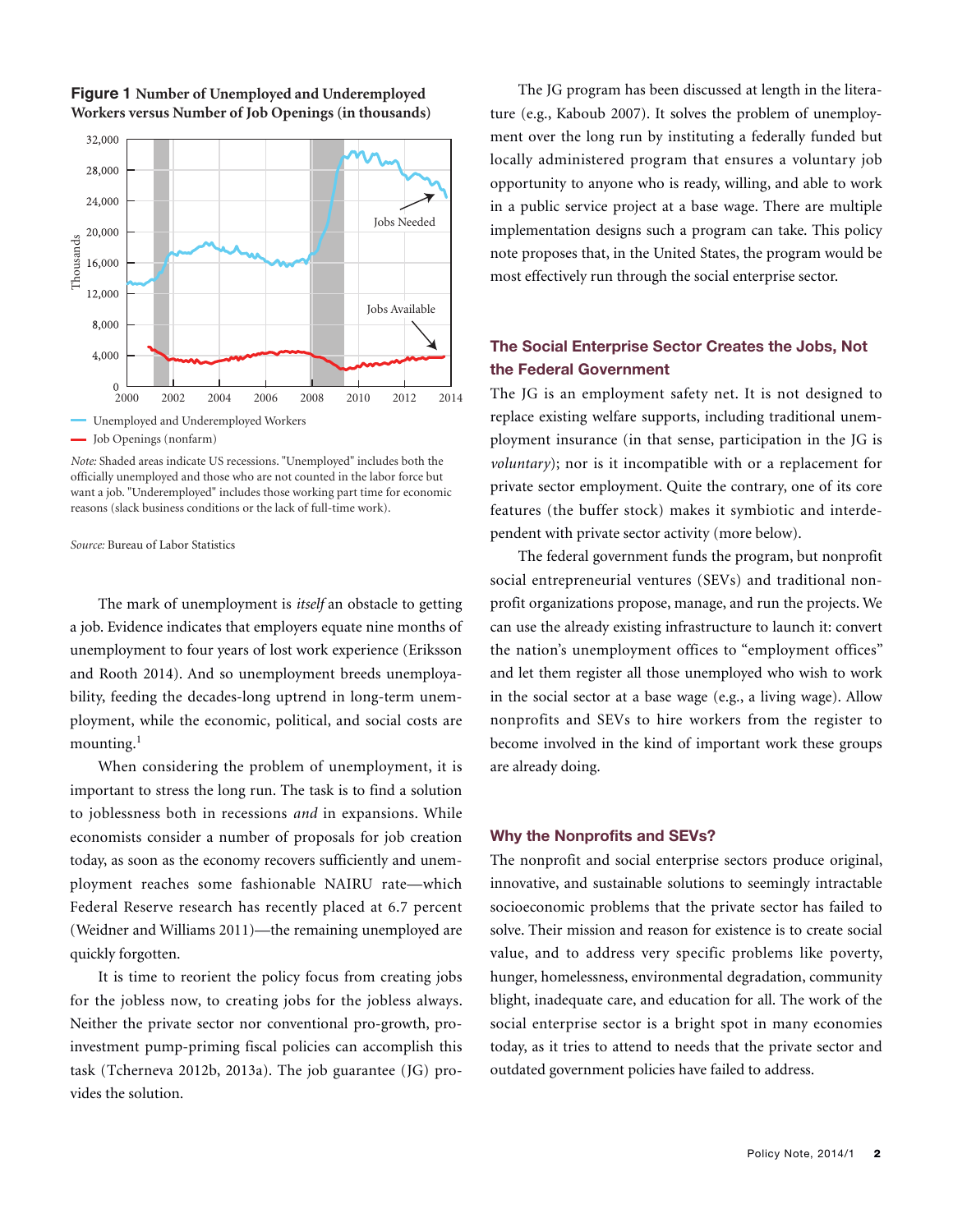**Figure 1** Number of Unemployed and Underemployed Workers versus Number of Job Openings (in thousands)

32,000
28,000
24,000
20,000
16,000
12,000
8,000
4,000
0
Thousands
2000 2002 2004 2006 2008 2010 2012 2014
Jobs Needed
Jobs Available

Unemployed and Underemployed Workers
Job Openings (nonfarm)

*Note:* Shaded areas indicate US recessions. "Unemployed" includes both the officially unemployed and those who are not counted in the labor force but want a job. "Underemployed" includes those working part time for economic reasons (slack business conditions or the lack of full-time work).

*Source:* Bureau of Labor Statistics

The mark of unemployment is *itself* an obstacle to getting a job. Evidence indicates that employers equate nine months of unemployment to four years of lost work experience (Eriksson and Rooth 2014). And so unemployment breeds unemployability, feeding the decades-long uptrend in long-term unemployment, while the economic, political, and social costs are mounting.[1]

When considering the problem of unemployment, it is important to stress the long run. The task is to find a solution to joblessness both in recessions *and* in expansions. While economists consider a number of proposals for job creation today, as soon as the economy recovers sufficiently and unemployment reaches some fashionable NAIRU rate—which Federal Reserve research has recently placed at 6.7 percent (Weidner and Williams 2011)—the remaining unemployed are quickly forgotten.

It is time to reorient the policy focus from creating jobs for the jobless now, to creating jobs for the jobless always. Neither the private sector nor conventional pro-growth, pro-investment pump-priming fiscal policies can accomplish this task (Tcherneva 2012b, 2013a). The job guarantee (JG) provides the solution.

The JG program has been discussed at length in the literature (e.g., Kaboub 2007). It solves the problem of unemployment over the long run by instituting a federally funded but locally administered program that ensures a voluntary job opportunity to anyone who is ready, willing, and able to work in a public service project at a base wage. There are multiple implementation designs such a program can take. This policy note proposes that, in the United States, the program would be most effectively run through the social enterprise sector.

## The Social Enterprise Sector Creates the Jobs, Not the Federal Government

The JG is an employment safety net. It is not designed to replace existing welfare supports, including traditional unemployment insurance (in that sense, participation in the JG is *voluntary*); nor is it incompatible with or a replacement for private sector employment. Quite the contrary, one of its core features (the buffer stock) makes it symbiotic and interdependent with private sector activity (more below).

The federal government funds the program, but nonprofit social entrepreneurial ventures (SEVs) and traditional nonprofit organizations propose, manage, and run the projects. We can use the already existing infrastructure to launch it: convert the nation's unemployment offices to "employment offices" and let them register all those unemployed who wish to work in the social sector at a base wage (e.g., a living wage). Allow nonprofits and SEVs to hire workers from the register to become involved in the kind of important work these groups are already doing.

## Why the Nonprofits and SEVs?

The nonprofit and social enterprise sectors produce original, innovative, and sustainable solutions to seemingly intractable socioeconomic problems that the private sector has failed to solve. Their mission and reason for existence is to create social value, and to address very specific problems like poverty, hunger, homelessness, environmental degradation, community blight, inadequate care, and education for all. The work of the social enterprise sector is a bright spot in many economies today, as it tries to attend to needs that the private sector and outdated government policies have failed to address.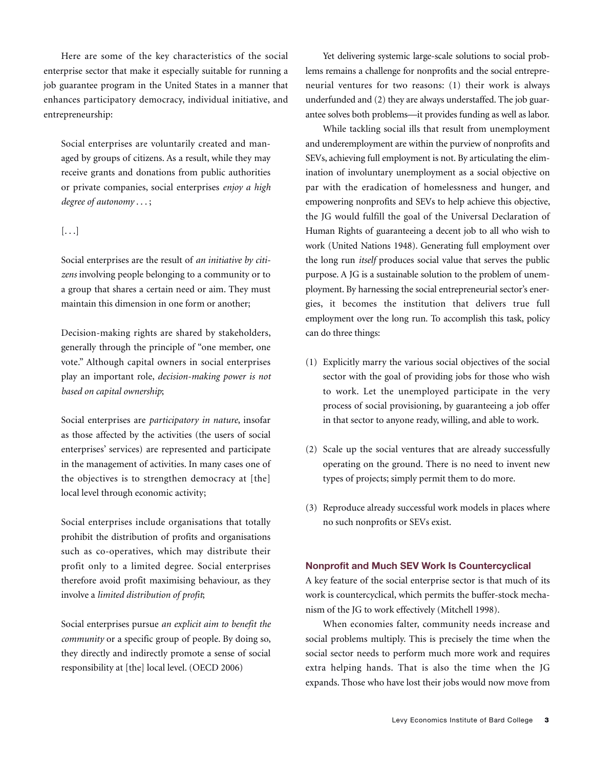Here are some of the key characteristics of the social enterprise sector that make it especially suitable for running a job guarantee program in the United States in a manner that enhances participatory democracy, individual initiative, and entrepreneurship:

> Social enterprises are voluntarily created and managed by groups of citizens. As a result, while they may receive grants and donations from public authorities or private companies, social enterprises *enjoy a high degree of autonomy* . . . ;
>
> [. . .]
>
> Social enterprises are the result of *an initiative by citizens* involving people belonging to a community or to a group that shares a certain need or aim. They must maintain this dimension in one form or another;
>
> Decision-making rights are shared by stakeholders, generally through the principle of "one member, one vote." Although capital owners in social enterprises play an important role, *decision-making power is not based on capital ownership*;
>
> Social enterprises are *participatory in nature*, insofar as those affected by the activities (the users of social enterprises' services) are represented and participate in the management of activities. In many cases one of the objectives is to strengthen democracy at [the] local level through economic activity;
>
> Social enterprises include organisations that totally prohibit the distribution of profits and organisations such as co-operatives, which may distribute their profit only to a limited degree. Social enterprises therefore avoid profit maximising behaviour, as they involve a *limited distribution of profit*;
>
> Social enterprises pursue *an explicit aim to benefit the community* or a specific group of people. By doing so, they directly and indirectly promote a sense of social responsibility at [the] local level. (OECD 2006)

Yet delivering systemic large-scale solutions to social problems remains a challenge for nonprofits and the social entrepreneurial ventures for two reasons: (1) their work is always underfunded and (2) they are always understaffed. The job guarantee solves both problems—it provides funding as well as labor.

While tackling social ills that result from unemployment and underemployment are within the purview of nonprofits and SEVs, achieving full employment is not. By articulating the elimination of involuntary unemployment as a social objective on par with the eradication of homelessness and hunger, and empowering nonprofits and SEVs to help achieve this objective, the JG would fulfill the goal of the Universal Declaration of Human Rights of guaranteeing a decent job to all who wish to work (United Nations 1948). Generating full employment over the long run *itself* produces social value that serves the public purpose. A JG is a sustainable solution to the problem of unemployment. By harnessing the social entrepreneurial sector's energies, it becomes the institution that delivers true full employment over the long run. To accomplish this task, policy can do three things:

(1) Explicitly marry the various social objectives of the social sector with the goal of providing jobs for those who wish to work. Let the unemployed participate in the very process of social provisioning, by guaranteeing a job offer in that sector to anyone ready, willing, and able to work.

(2) Scale up the social ventures that are already successfully operating on the ground. There is no need to invent new types of projects; simply permit them to do more.

(3) Reproduce already successful work models in places where no such nonprofits or SEVs exist.

### Nonprofit and Much SEV Work Is Countercyclical

A key feature of the social enterprise sector is that much of its work is countercyclical, which permits the buffer-stock mechanism of the JG to work effectively (Mitchell 1998).

When economies falter, community needs increase and social problems multiply. This is precisely the time when the social sector needs to perform much more work and requires extra helping hands. That is also the time when the JG expands. Those who have lost their jobs would now move from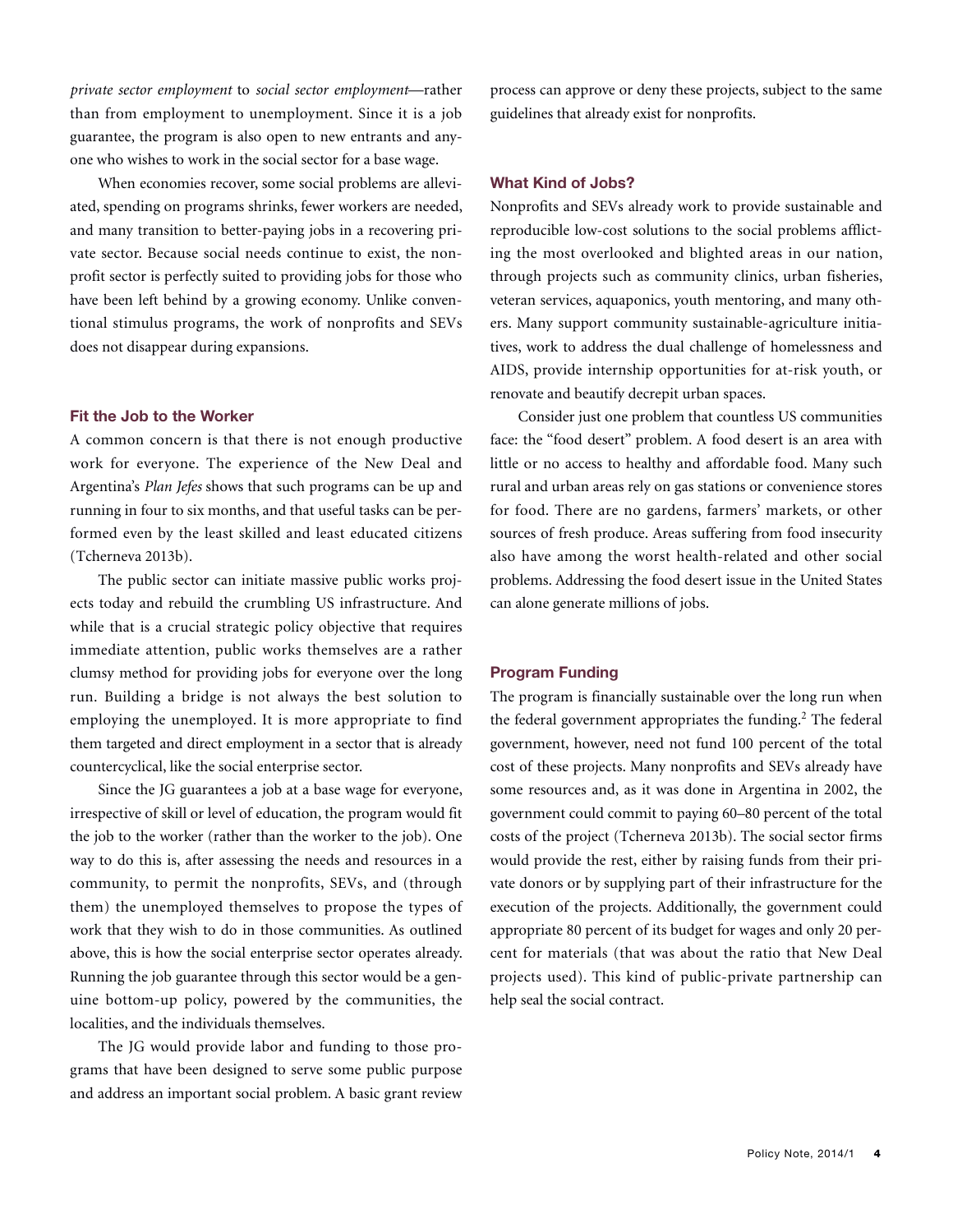*private sector employment* to *social sector employment*—rather than from employment to unemployment. Since it is a job guarantee, the program is also open to new entrants and anyone who wishes to work in the social sector for a base wage.

When economies recover, some social problems are alleviated, spending on programs shrinks, fewer workers are needed, and many transition to better-paying jobs in a recovering private sector. Because social needs continue to exist, the nonprofit sector is perfectly suited to providing jobs for those who have been left behind by a growing economy. Unlike conventional stimulus programs, the work of nonprofits and SEVs does not disappear during expansions.

### Fit the Job to the Worker

A common concern is that there is not enough productive work for everyone. The experience of the New Deal and Argentina's *Plan Jefes* shows that such programs can be up and running in four to six months, and that useful tasks can be performed even by the least skilled and least educated citizens (Tcherneva 2013b).

The public sector can initiate massive public works projects today and rebuild the crumbling US infrastructure. And while that is a crucial strategic policy objective that requires immediate attention, public works themselves are a rather clumsy method for providing jobs for everyone over the long run. Building a bridge is not always the best solution to employing the unemployed. It is more appropriate to find them targeted and direct employment in a sector that is already countercyclical, like the social enterprise sector.

Since the JG guarantees a job at a base wage for everyone, irrespective of skill or level of education, the program would fit the job to the worker (rather than the worker to the job). One way to do this is, after assessing the needs and resources in a community, to permit the nonprofits, SEVs, and (through them) the unemployed themselves to propose the types of work that they wish to do in those communities. As outlined above, this is how the social enterprise sector operates already. Running the job guarantee through this sector would be a genuine bottom-up policy, powered by the communities, the localities, and the individuals themselves.

The JG would provide labor and funding to those programs that have been designed to serve some public purpose and address an important social problem. A basic grant review process can approve or deny these projects, subject to the same guidelines that already exist for nonprofits.

### What Kind of Jobs?

Nonprofits and SEVs already work to provide sustainable and reproducible low-cost solutions to the social problems afflicting the most overlooked and blighted areas in our nation, through projects such as community clinics, urban fisheries, veteran services, aquaponics, youth mentoring, and many others. Many support community sustainable-agriculture initiatives, work to address the dual challenge of homelessness and AIDS, provide internship opportunities for at-risk youth, or renovate and beautify decrepit urban spaces.

Consider just one problem that countless US communities face: the "food desert" problem. A food desert is an area with little or no access to healthy and affordable food. Many such rural and urban areas rely on gas stations or convenience stores for food. There are no gardens, farmers' markets, or other sources of fresh produce. Areas suffering from food insecurity also have among the worst health-related and other social problems. Addressing the food desert issue in the United States can alone generate millions of jobs.

### Program Funding

The program is financially sustainable over the long run when the federal government appropriates the funding.[2] The federal government, however, need not fund 100 percent of the total cost of these projects. Many nonprofits and SEVs already have some resources and, as it was done in Argentina in 2002, the government could commit to paying 60–80 percent of the total costs of the project (Tcherneva 2013b). The social sector firms would provide the rest, either by raising funds from their private donors or by supplying part of their infrastructure for the execution of the projects. Additionally, the government could appropriate 80 percent of its budget for wages and only 20 percent for materials (that was about the ratio that New Deal projects used). This kind of public-private partnership can help seal the social contract.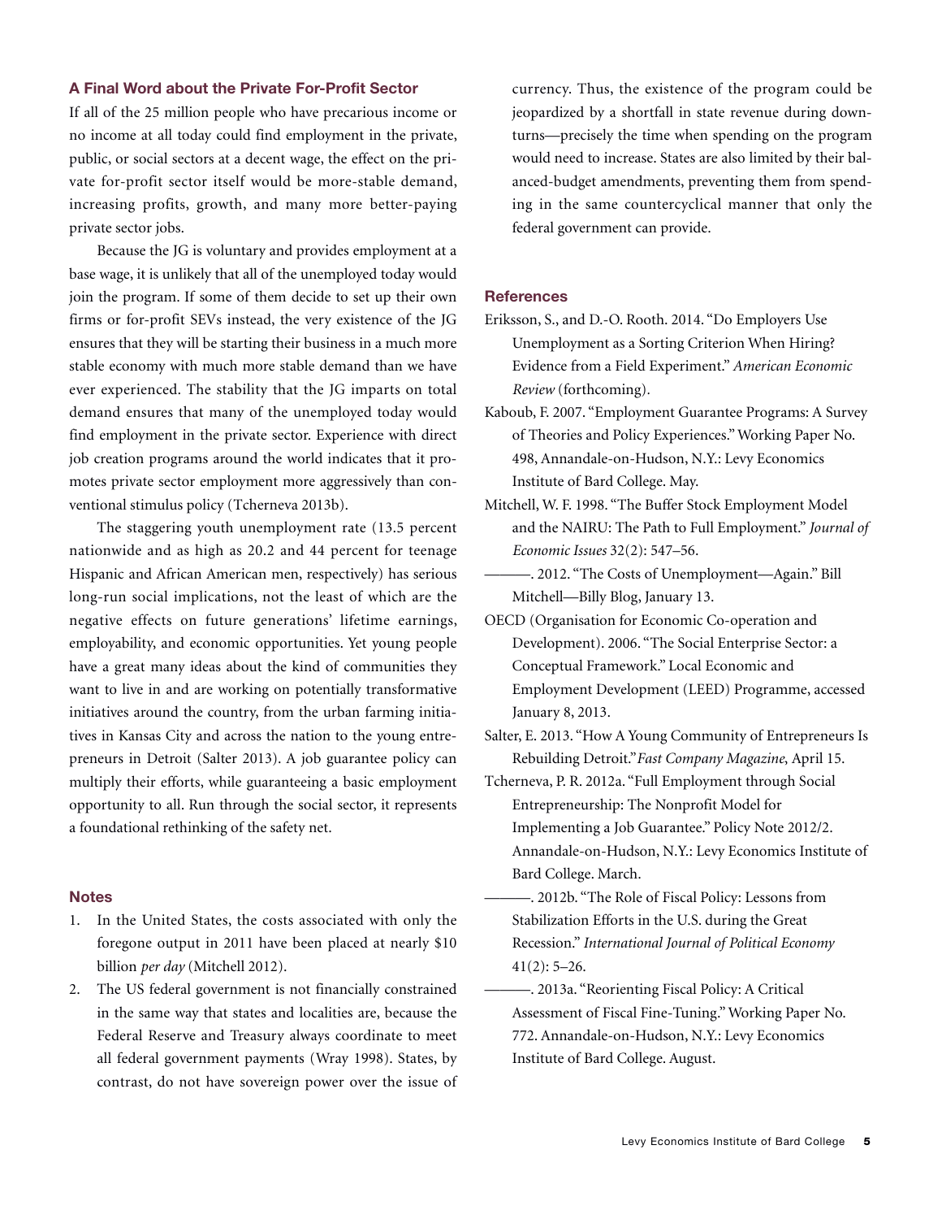### A Final Word about the Private For-Profit Sector

If all of the 25 million people who have precarious income or no income at all today could find employment in the private, public, or social sectors at a decent wage, the effect on the private for-profit sector itself would be more-stable demand, increasing profits, growth, and many more better-paying private sector jobs.

Because the JG is voluntary and provides employment at a base wage, it is unlikely that all of the unemployed today would join the program. If some of them decide to set up their own firms or for-profit SEVs instead, the very existence of the JG ensures that they will be starting their business in a much more stable economy with much more stable demand than we have ever experienced. The stability that the JG imparts on total demand ensures that many of the unemployed today would find employment in the private sector. Experience with direct job creation programs around the world indicates that it promotes private sector employment more aggressively than conventional stimulus policy (Tcherneva 2013b).

The staggering youth unemployment rate (13.5 percent nationwide and as high as 20.2 and 44 percent for teenage Hispanic and African American men, respectively) has serious long-run social implications, not the least of which are the negative effects on future generations' lifetime earnings, employability, and economic opportunities. Yet young people have a great many ideas about the kind of communities they want to live in and are working on potentially transformative initiatives around the country, from the urban farming initiatives in Kansas City and across the nation to the young entrepreneurs in Detroit (Salter 2013). A job guarantee policy can multiply their efforts, while guaranteeing a basic employment opportunity to all. Run through the social sector, it represents a foundational rethinking of the safety net.

### Notes

1. In the United States, the costs associated with only the foregone output in 2011 have been placed at nearly $10 billion *per day* (Mitchell 2012).
2. The US federal government is not financially constrained in the same way that states and localities are, because the Federal Reserve and Treasury always coordinate to meet all federal government payments (Wray 1998). States, by contrast, do not have sovereign power over the issue of currency. Thus, the existence of the program could be jeopardized by a shortfall in state revenue during downturns—precisely the time when spending on the program would need to increase. States are also limited by their balanced-budget amendments, preventing them from spending in the same countercyclical manner that only the federal government can provide.

### References

Eriksson, S., and D.-O. Rooth. 2014. "Do Employers Use Unemployment as a Sorting Criterion When Hiring? Evidence from a Field Experiment." *American Economic Review* (forthcoming).

Kaboub, F. 2007. "Employment Guarantee Programs: A Survey of Theories and Policy Experiences." Working Paper No. 498, Annandale-on-Hudson, N.Y.: Levy Economics Institute of Bard College. May.

Mitchell, W. F. 1998. "The Buffer Stock Employment Model and the NAIRU: The Path to Full Employment." *Journal of Economic Issues* 32(2): 547–56.

———. 2012. "The Costs of Unemployment—Again." Bill Mitchell—Billy Blog, January 13.

OECD (Organisation for Economic Co-operation and Development). 2006. "The Social Enterprise Sector: a Conceptual Framework." Local Economic and Employment Development (LEED) Programme, accessed January 8, 2013.

Salter, E. 2013. "How A Young Community of Entrepreneurs Is Rebuilding Detroit." *Fast Company Magazine*, April 15.

Tcherneva, P. R. 2012a. "Full Employment through Social Entrepreneurship: The Nonprofit Model for Implementing a Job Guarantee." Policy Note 2012/2. Annandale-on-Hudson, N.Y.: Levy Economics Institute of Bard College. March.

———. 2012b. "The Role of Fiscal Policy: Lessons from Stabilization Efforts in the U.S. during the Great Recession." *International Journal of Political Economy* 41(2): 5–26.

———. 2013a. "Reorienting Fiscal Policy: A Critical Assessment of Fiscal Fine-Tuning." Working Paper No. 772. Annandale-on-Hudson, N.Y.: Levy Economics Institute of Bard College. August.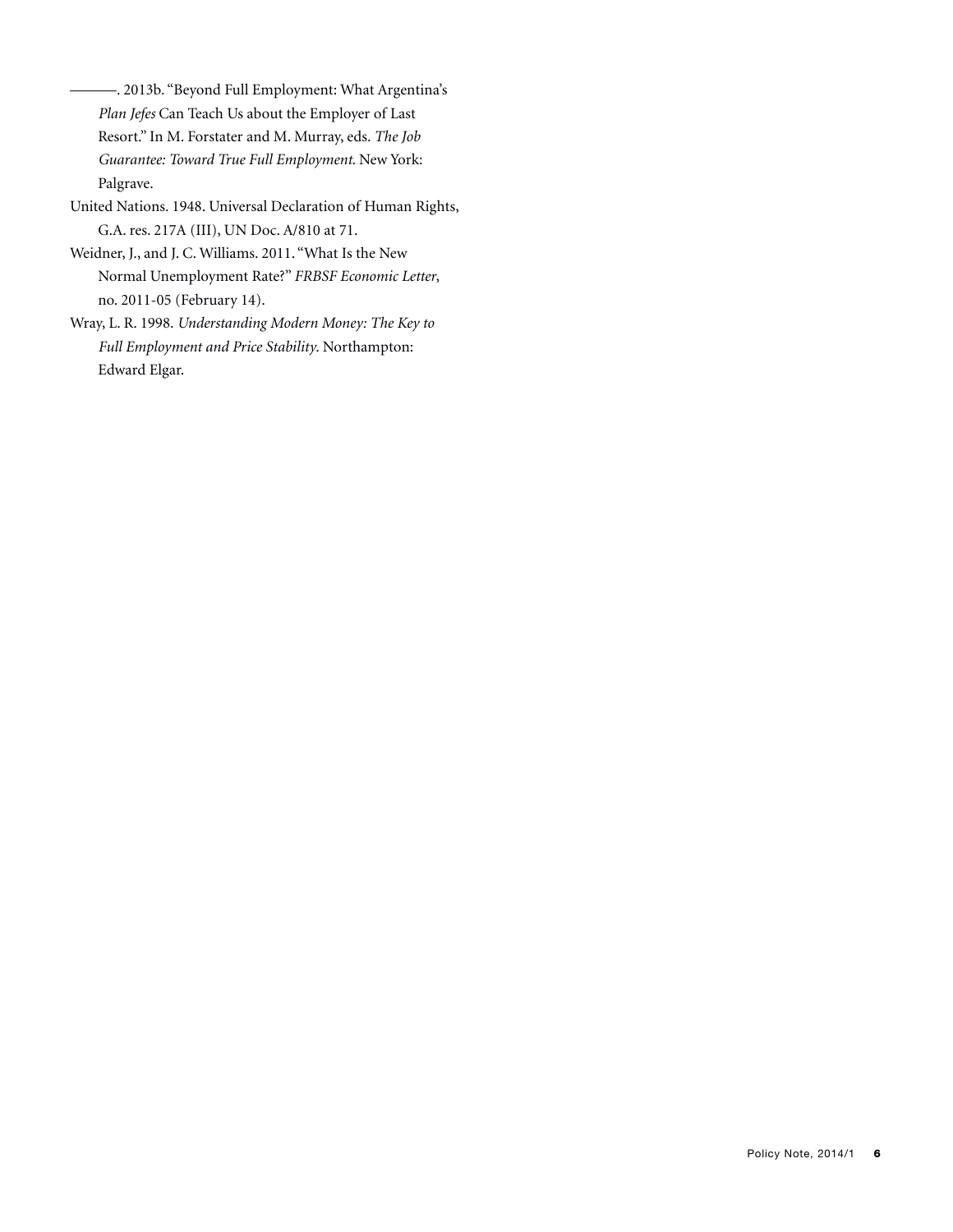———. 2013b. "Beyond Full Employment: What Argentina's *Plan Jefes* Can Teach Us about the Employer of Last Resort." In M. Forstater and M. Murray, eds. *The Job Guarantee: Toward True Full Employment*. New York: Palgrave.

United Nations. 1948. Universal Declaration of Human Rights, G.A. res. 217A (III), UN Doc. A/810 at 71.

Weidner, J., and J. C. Williams. 2011. "What Is the New Normal Unemployment Rate?" *FRBSF Economic Letter*, no. 2011-05 (February 14).

Wray, L. R. 1998. *Understanding Modern Money: The Key to Full Employment and Price Stability*. Northampton: Edward Elgar.